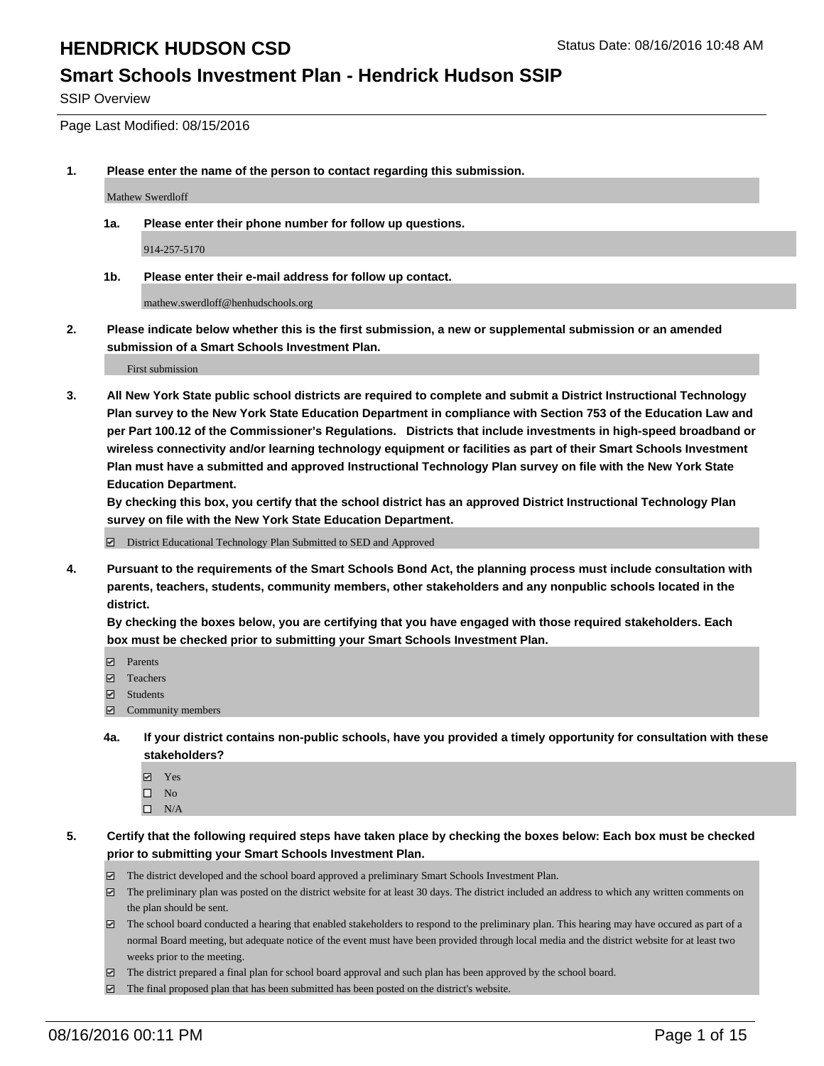# HENDRICK HUDSON CSD

Status Date: 08/16/2016 10:48 AM

## Smart Schools Investment Plan - Hendrick Hudson SSIP

SSIP Overview

Page Last Modified: 08/15/2016

**1. Please enter the name of the person to contact regarding this submission.**

Mathew Swerdloff

**1a. Please enter their phone number for follow up questions.**

914-257-5170

**1b. Please enter their e-mail address for follow up contact.**

mathew.swerdloff@henhudschools.org

**2. Please indicate below whether this is the first submission, a new or supplemental submission or an amended submission of a Smart Schools Investment Plan.**

First submission

**3. All New York State public school districts are required to complete and submit a District Instructional Technology Plan survey to the New York State Education Department in compliance with Section 753 of the Education Law and per Part 100.12 of the Commissioner's Regulations. Districts that include investments in high-speed broadband or wireless connectivity and/or learning technology equipment or facilities as part of their Smart Schools Investment Plan must have a submitted and approved Instructional Technology Plan survey on file with the New York State Education Department.**
**By checking this box, you certify that the school district has an approved District Instructional Technology Plan survey on file with the New York State Education Department.**

☑ District Educational Technology Plan Submitted to SED and Approved

**4. Pursuant to the requirements of the Smart Schools Bond Act, the planning process must include consultation with parents, teachers, students, community members, other stakeholders and any nonpublic schools located in the district.**
**By checking the boxes below, you are certifying that you have engaged with those required stakeholders. Each box must be checked prior to submitting your Smart Schools Investment Plan.**

☑ Parents
☑ Teachers
☑ Students
☑ Community members

**4a. If your district contains non-public schools, have you provided a timely opportunity for consultation with these stakeholders?**

☑ Yes
☐ No
☐ N/A

**5. Certify that the following required steps have taken place by checking the boxes below: Each box must be checked prior to submitting your Smart Schools Investment Plan.**

☑ The district developed and the school board approved a preliminary Smart Schools Investment Plan.
☑ The preliminary plan was posted on the district website for at least 30 days. The district included an address to which any written comments on the plan should be sent.
☑ The school board conducted a hearing that enabled stakeholders to respond to the preliminary plan. This hearing may have occured as part of a normal Board meeting, but adequate notice of the event must have been provided through local media and the district website for at least two weeks prior to the meeting.
☑ The district prepared a final plan for school board approval and such plan has been approved by the school board.
☑ The final proposed plan that has been submitted has been posted on the district's website.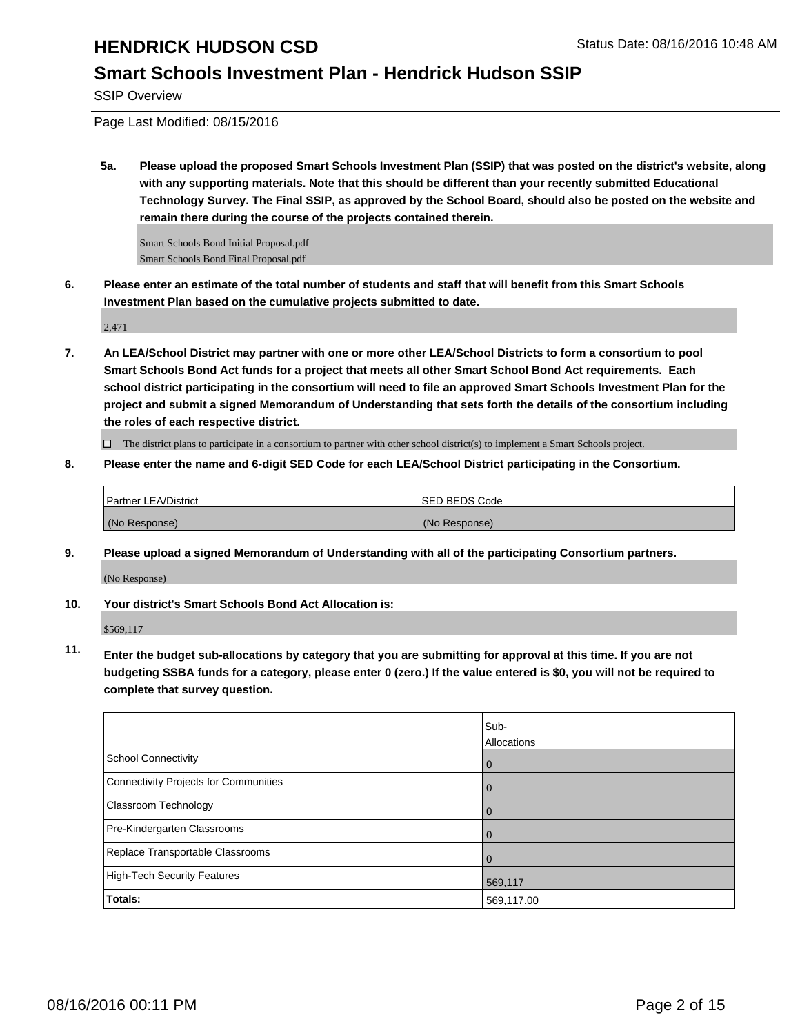# HENDRICK HUDSON CSD

Status Date: 08/16/2016 10:48 AM

## Smart Schools Investment Plan - Hendrick Hudson SSIP

SSIP Overview

Page Last Modified: 08/15/2016

**5a. Please upload the proposed Smart Schools Investment Plan (SSIP) that was posted on the district's website, along with any supporting materials. Note that this should be different than your recently submitted Educational Technology Survey. The Final SSIP, as approved by the School Board, should also be posted on the website and remain there during the course of the projects contained therein.**

Smart Schools Bond Initial Proposal.pdf
Smart Schools Bond Final Proposal.pdf

**6. Please enter an estimate of the total number of students and staff that will benefit from this Smart Schools Investment Plan based on the cumulative projects submitted to date.**

2,471

**7. An LEA/School District may partner with one or more other LEA/School Districts to form a consortium to pool Smart Schools Bond Act funds for a project that meets all other Smart School Bond Act requirements. Each school district participating in the consortium will need to file an approved Smart Schools Investment Plan for the project and submit a signed Memorandum of Understanding that sets forth the details of the consortium including the roles of each respective district.**

☐ The district plans to participate in a consortium to partner with other school district(s) to implement a Smart Schools project.

**8. Please enter the name and 6-digit SED Code for each LEA/School District participating in the Consortium.**

| Partner LEA/District | SED BEDS Code |
|---|---|
| (No Response) | (No Response) |

**9. Please upload a signed Memorandum of Understanding with all of the participating Consortium partners.**

(No Response)

**10. Your district's Smart Schools Bond Act Allocation is:**

$569,117

**11. Enter the budget sub-allocations by category that you are submitting for approval at this time. If you are not budgeting SSBA funds for a category, please enter 0 (zero.) If the value entered is $0, you will not be required to complete that survey question.**

| | Sub-Allocations |
|---|---|
| School Connectivity | 0 |
| Connectivity Projects for Communities | 0 |
| Classroom Technology | 0 |
| Pre-Kindergarten Classrooms | 0 |
| Replace Transportable Classrooms | 0 |
| High-Tech Security Features | 569,117 |
| **Totals:** | 569,117.00 |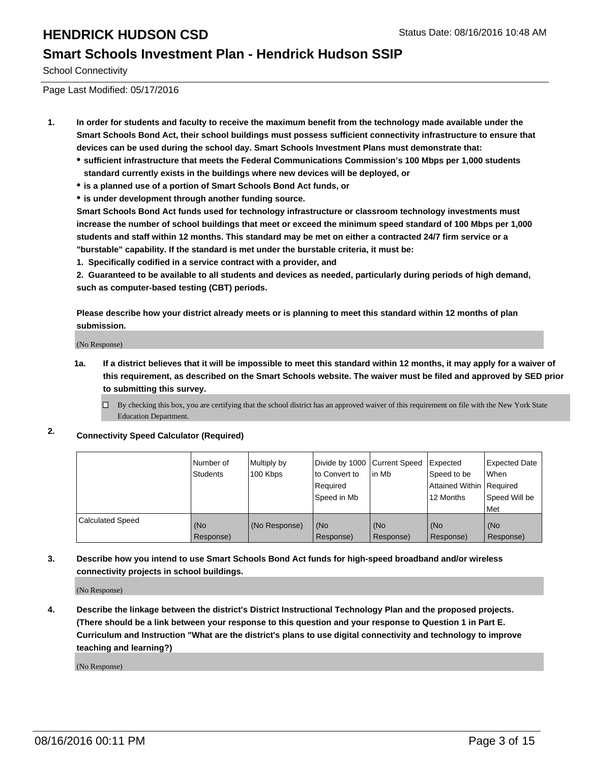# HENDRICK HUDSON CSD

Status Date: 08/16/2016 10:48 AM

## Smart Schools Investment Plan - Hendrick Hudson SSIP

School Connectivity

Page Last Modified: 05/17/2016

**1. In order for students and faculty to receive the maximum benefit from the technology made available under the Smart Schools Bond Act, their school buildings must possess sufficient connectivity infrastructure to ensure that devices can be used during the school day. Smart Schools Investment Plans must demonstrate that:**

- **sufficient infrastructure that meets the Federal Communications Commission's 100 Mbps per 1,000 students standard currently exists in the buildings where new devices will be deployed, or**
- **is a planned use of a portion of Smart Schools Bond Act funds, or**
- **is under development through another funding source.**

**Smart Schools Bond Act funds used for technology infrastructure or classroom technology investments must increase the number of school buildings that meet or exceed the minimum speed standard of 100 Mbps per 1,000 students and staff within 12 months. This standard may be met on either a contracted 24/7 firm service or a "burstable" capability. If the standard is met under the burstable criteria, it must be:**

**1. Specifically codified in a service contract with a provider, and**

**2. Guaranteed to be available to all students and devices as needed, particularly during periods of high demand, such as computer-based testing (CBT) periods.**

**Please describe how your district already meets or is planning to meet this standard within 12 months of plan submission.**

(No Response)

**1a. If a district believes that it will be impossible to meet this standard within 12 months, it may apply for a waiver of this requirement, as described on the Smart Schools website. The waiver must be filed and approved by SED prior to submitting this survey.**

☐ By checking this box, you are certifying that the school district has an approved waiver of this requirement on file with the New York State Education Department.

**2. Connectivity Speed Calculator (Required)**

| | Number of Students | Multiply by 100 Kbps | Divide by 1000 to Convert to Required Speed in Mb | Current Speed in Mb | Expected Speed to be Attained Within 12 Months | Expected Date When Required Speed Will be Met |
|---|---|---|---|---|---|---|
| Calculated Speed | (No Response) | (No Response) | (No Response) | (No Response) | (No Response) | (No Response) |

**3. Describe how you intend to use Smart Schools Bond Act funds for high-speed broadband and/or wireless connectivity projects in school buildings.**

(No Response)

**4. Describe the linkage between the district's District Instructional Technology Plan and the proposed projects. (There should be a link between your response to this question and your response to Question 1 in Part E. Curriculum and Instruction "What are the district's plans to use digital connectivity and technology to improve teaching and learning?)**

(No Response)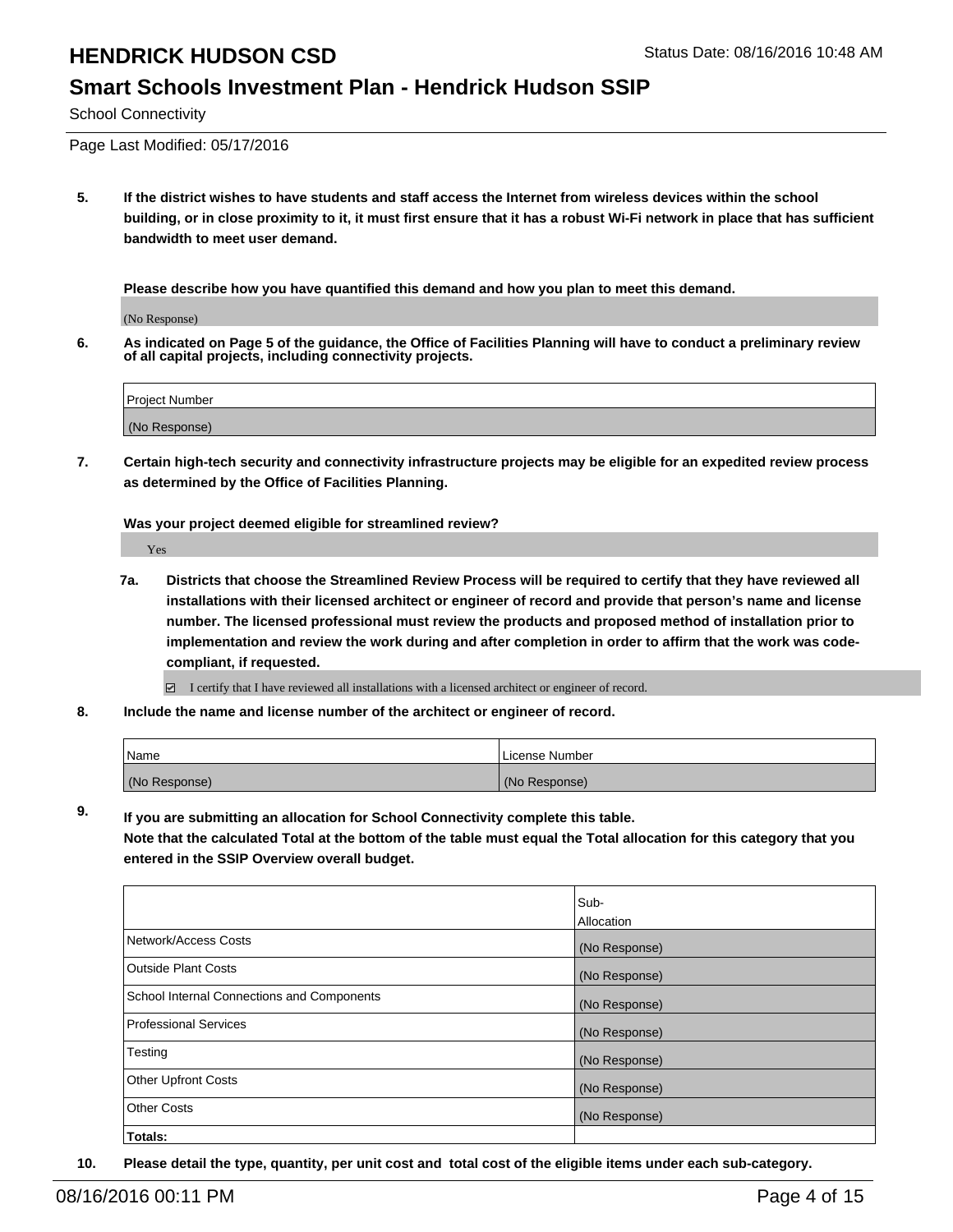# HENDRICK HUDSON CSD

Status Date: 08/16/2016 10:48 AM

## Smart Schools Investment Plan - Hendrick Hudson SSIP

School Connectivity

Page Last Modified: 05/17/2016

5. **If the district wishes to have students and staff access the Internet from wireless devices within the school building, or in close proximity to it, it must first ensure that it has a robust Wi-Fi network in place that has sufficient bandwidth to meet user demand.**

   **Please describe how you have quantified this demand and how you plan to meet this demand.**

   (No Response)

6. **As indicated on Page 5 of the guidance, the Office of Facilities Planning will have to conduct a preliminary review of all capital projects, including connectivity projects.**

| Project Number |
| --- |
| (No Response) |

7. **Certain high-tech security and connectivity infrastructure projects may be eligible for an expedited review process as determined by the Office of Facilities Planning.**

   **Was your project deemed eligible for streamlined review?**

   Yes

   7a. **Districts that choose the Streamlined Review Process will be required to certify that they have reviewed all installations with their licensed architect or engineer of record and provide that person's name and license number. The licensed professional must review the products and proposed method of installation prior to implementation and review the work during and after completion in order to affirm that the work was code-compliant, if requested.**

   ☑ I certify that I have reviewed all installations with a licensed architect or engineer of record.

8. **Include the name and license number of the architect or engineer of record.**

| Name | License Number |
| --- | --- |
| (No Response) | (No Response) |

9. **If you are submitting an allocation for School Connectivity complete this table. Note that the calculated Total at the bottom of the table must equal the Total allocation for this category that you entered in the SSIP Overview overall budget.**

| | Sub-Allocation |
| --- | --- |
| Network/Access Costs | (No Response) |
| Outside Plant Costs | (No Response) |
| School Internal Connections and Components | (No Response) |
| Professional Services | (No Response) |
| Testing | (No Response) |
| Other Upfront Costs | (No Response) |
| Other Costs | (No Response) |
| **Totals:** | |

10. **Please detail the type, quantity, per unit cost and total cost of the eligible items under each sub-category.**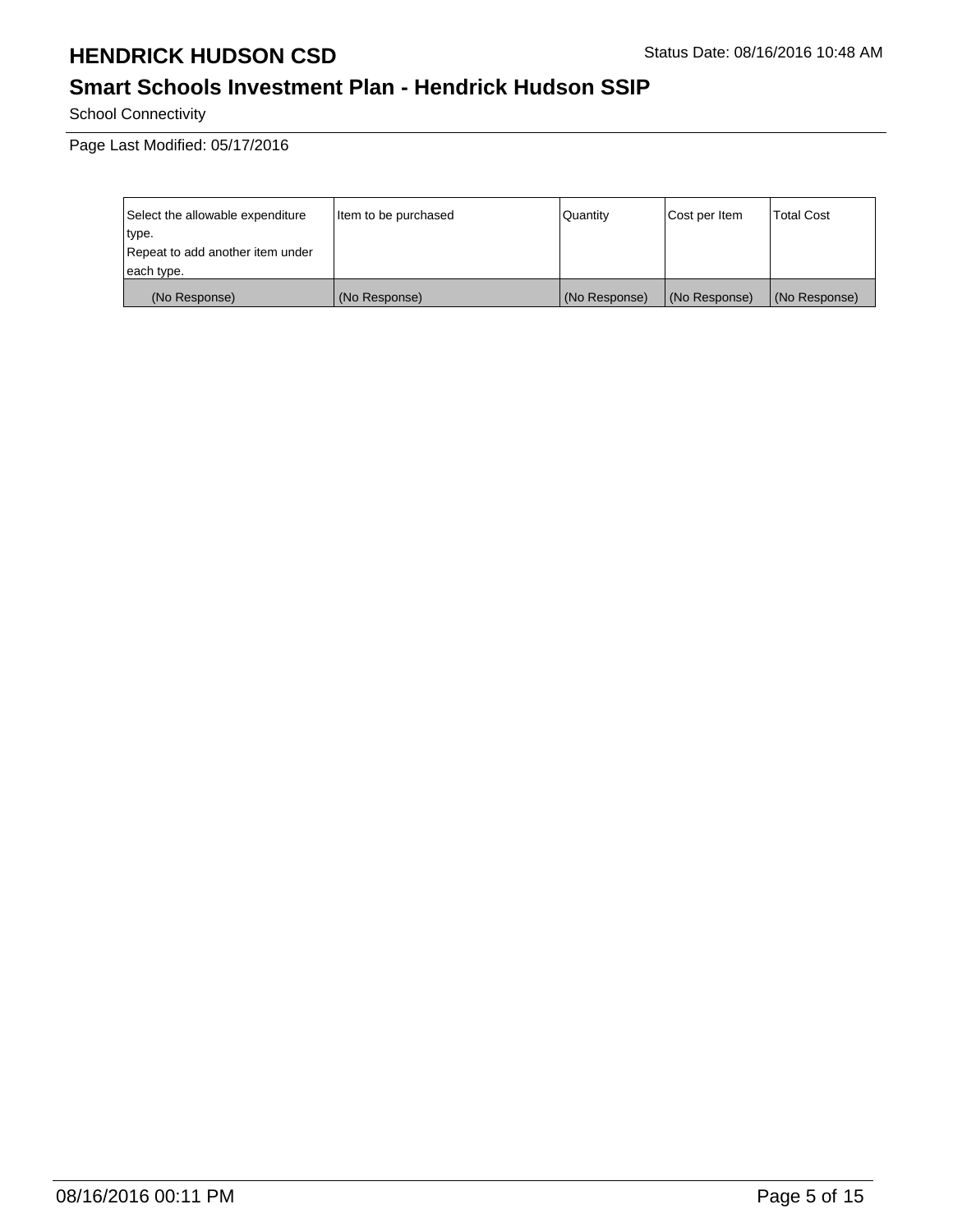# HENDRICK HUDSON CSD

Status Date: 08/16/2016 10:48 AM

## Smart Schools Investment Plan - Hendrick Hudson SSIP

School Connectivity

Page Last Modified: 05/17/2016

| Select the allowable expenditure type. Repeat to add another item under each type. | Item to be purchased | Quantity | Cost per Item | Total Cost |
|---|---|---|---|---|
| (No Response) | (No Response) | (No Response) | (No Response) | (No Response) |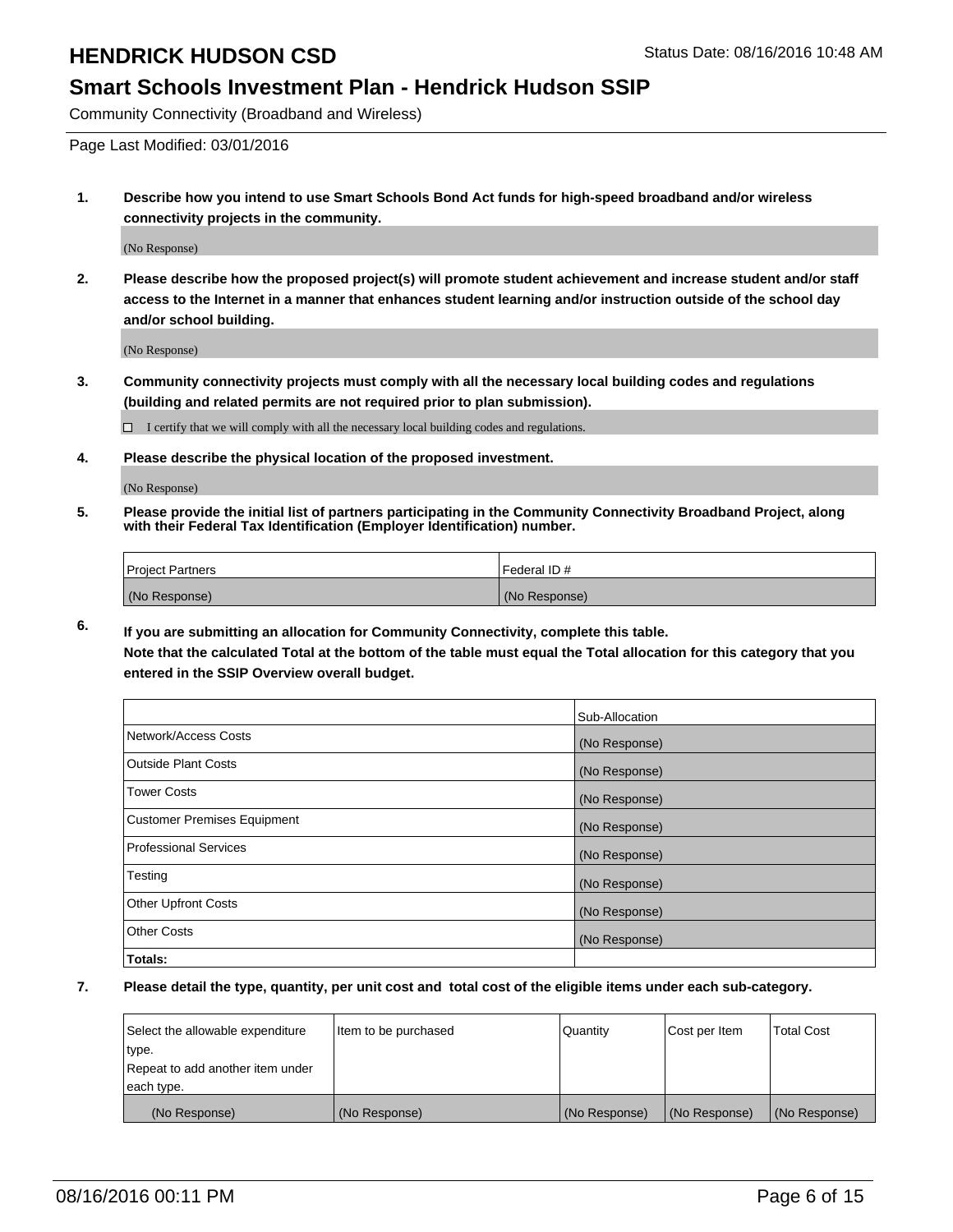# HENDRICK HUDSON CSD

Status Date: 08/16/2016 10:48 AM

## Smart Schools Investment Plan - Hendrick Hudson SSIP

Community Connectivity (Broadband and Wireless)

Page Last Modified: 03/01/2016

1. **Describe how you intend to use Smart Schools Bond Act funds for high-speed broadband and/or wireless connectivity projects in the community.**

   (No Response)

2. **Please describe how the proposed project(s) will promote student achievement and increase student and/or staff access to the Internet in a manner that enhances student learning and/or instruction outside of the school day and/or school building.**

   (No Response)

3. **Community connectivity projects must comply with all the necessary local building codes and regulations (building and related permits are not required prior to plan submission).**

   ☐ I certify that we will comply with all the necessary local building codes and regulations.

4. **Please describe the physical location of the proposed investment.**

   (No Response)

5. **Please provide the initial list of partners participating in the Community Connectivity Broadband Project, along with their Federal Tax Identification (Employer Identification) number.**

| Project Partners | Federal ID # |
|---|---|
| (No Response) | (No Response) |

6. **If you are submitting an allocation for Community Connectivity, complete this table.**
   **Note that the calculated Total at the bottom of the table must equal the Total allocation for this category that you entered in the SSIP Overview overall budget.**

| | Sub-Allocation |
|---|---|
| Network/Access Costs | (No Response) |
| Outside Plant Costs | (No Response) |
| Tower Costs | (No Response) |
| Customer Premises Equipment | (No Response) |
| Professional Services | (No Response) |
| Testing | (No Response) |
| Other Upfront Costs | (No Response) |
| Other Costs | (No Response) |
| **Totals:** | |

7. **Please detail the type, quantity, per unit cost and total cost of the eligible items under each sub-category.**

| Select the allowable expenditure type. Repeat to add another item under each type. | Item to be purchased | Quantity | Cost per Item | Total Cost |
|---|---|---|---|---|
| (No Response) | (No Response) | (No Response) | (No Response) | (No Response) |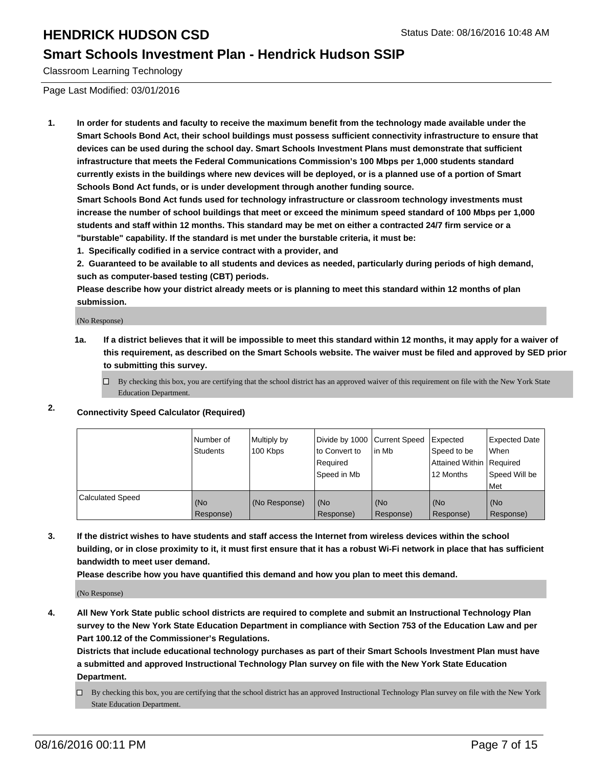# HENDRICK HUDSON CSD

Status Date: 08/16/2016 10:48 AM

## Smart Schools Investment Plan - Hendrick Hudson SSIP

Classroom Learning Technology

Page Last Modified: 03/01/2016

1. **In order for students and faculty to receive the maximum benefit from the technology made available under the Smart Schools Bond Act, their school buildings must possess sufficient connectivity infrastructure to ensure that devices can be used during the school day. Smart Schools Investment Plans must demonstrate that sufficient infrastructure that meets the Federal Communications Commission's 100 Mbps per 1,000 students standard currently exists in the buildings where new devices will be deployed, or is a planned use of a portion of Smart Schools Bond Act funds, or is under development through another funding source.**
   **Smart Schools Bond Act funds used for technology infrastructure or classroom technology investments must increase the number of school buildings that meet or exceed the minimum speed standard of 100 Mbps per 1,000 students and staff within 12 months. This standard may be met on either a contracted 24/7 firm service or a "burstable" capability. If the standard is met under the burstable criteria, it must be:**
   **1. Specifically codified in a service contract with a provider, and**
   **2. Guaranteed to be available to all students and devices as needed, particularly during periods of high demand, such as computer-based testing (CBT) periods.**
   **Please describe how your district already meets or is planning to meet this standard within 12 months of plan submission.**

   (No Response)

   **1a. If a district believes that it will be impossible to meet this standard within 12 months, it may apply for a waiver of this requirement, as described on the Smart Schools website. The waiver must be filed and approved by SED prior to submitting this survey.**

   ☐ By checking this box, you are certifying that the school district has an approved waiver of this requirement on file with the New York State Education Department.

2. **Connectivity Speed Calculator (Required)**

| | Number of Students | Multiply by 100 Kbps | Divide by 1000 to Convert to Required Speed in Mb | Current Speed in Mb | Expected Speed to be Attained Within 12 Months | Expected Date When Required Speed Will be Met |
|---|---|---|---|---|---|---|
| Calculated Speed | (No Response) | (No Response) | (No Response) | (No Response) | (No Response) | (No Response) |

3. **If the district wishes to have students and staff access the Internet from wireless devices within the school building, or in close proximity to it, it must first ensure that it has a robust Wi-Fi network in place that has sufficient bandwidth to meet user demand.**
   **Please describe how you have quantified this demand and how you plan to meet this demand.**

   (No Response)

4. **All New York State public school districts are required to complete and submit an Instructional Technology Plan survey to the New York State Education Department in compliance with Section 753 of the Education Law and per Part 100.12 of the Commissioner's Regulations.**
   **Districts that include educational technology purchases as part of their Smart Schools Investment Plan must have a submitted and approved Instructional Technology Plan survey on file with the New York State Education Department.**

   ☐ By checking this box, you are certifying that the school district has an approved Instructional Technology Plan survey on file with the New York State Education Department.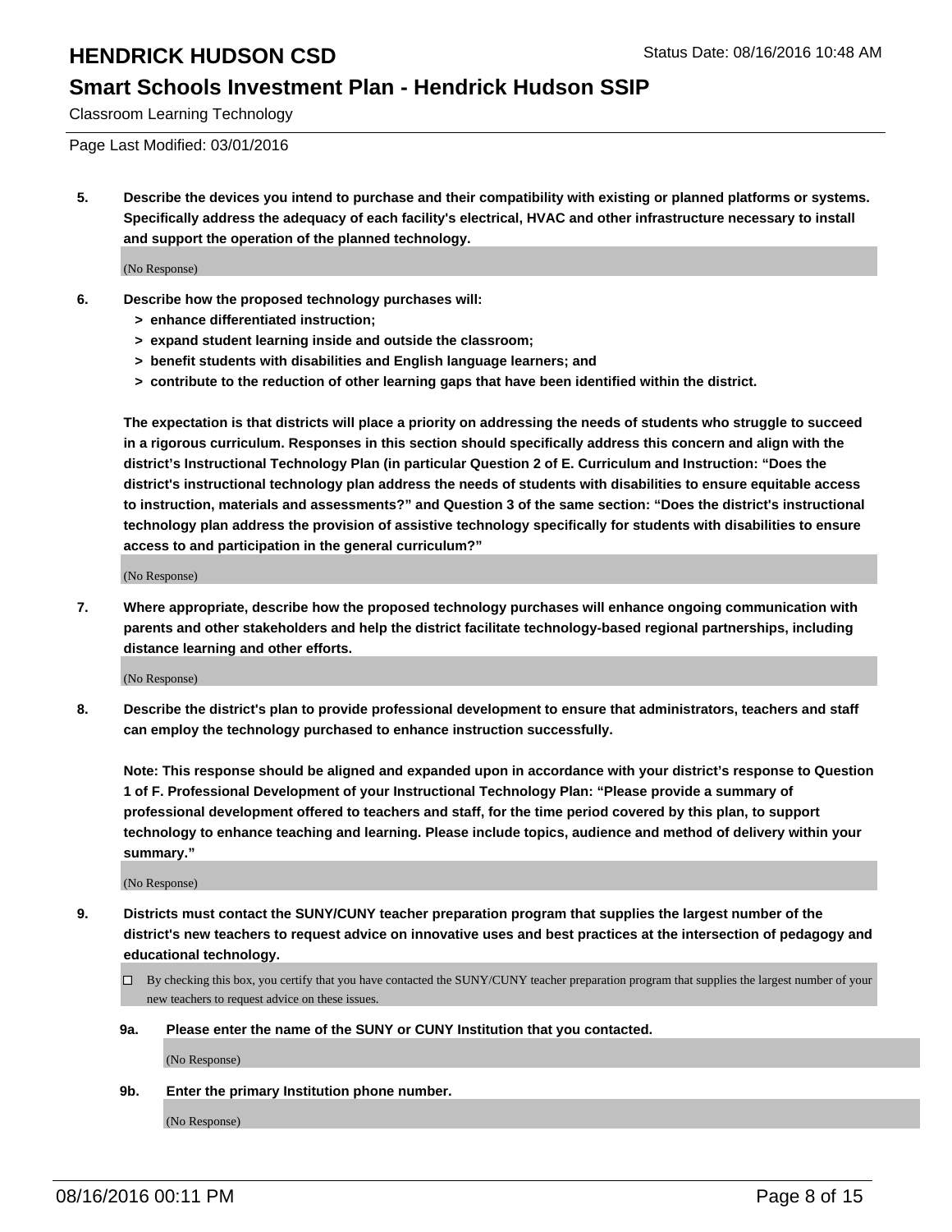Classroom Learning Technology

Page Last Modified: 03/01/2016

**5. Describe the devices you intend to purchase and their compatibility with existing or planned platforms or systems. Specifically address the adequacy of each facility's electrical, HVAC and other infrastructure necessary to install and support the operation of the planned technology.**

(No Response)

**6. Describe how the proposed technology purchases will:**

- **> enhance differentiated instruction;**
- **> expand student learning inside and outside the classroom;**
- **> benefit students with disabilities and English language learners; and**
- **> contribute to the reduction of other learning gaps that have been identified within the district.**

**The expectation is that districts will place a priority on addressing the needs of students who struggle to succeed in a rigorous curriculum. Responses in this section should specifically address this concern and align with the district's Instructional Technology Plan (in particular Question 2 of E. Curriculum and Instruction: "Does the district's instructional technology plan address the needs of students with disabilities to ensure equitable access to instruction, materials and assessments?" and Question 3 of the same section: "Does the district's instructional technology plan address the provision of assistive technology specifically for students with disabilities to ensure access to and participation in the general curriculum?"**

(No Response)

**7. Where appropriate, describe how the proposed technology purchases will enhance ongoing communication with parents and other stakeholders and help the district facilitate technology-based regional partnerships, including distance learning and other efforts.**

(No Response)

**8. Describe the district's plan to provide professional development to ensure that administrators, teachers and staff can employ the technology purchased to enhance instruction successfully.**

**Note: This response should be aligned and expanded upon in accordance with your district's response to Question 1 of F. Professional Development of your Instructional Technology Plan: "Please provide a summary of professional development offered to teachers and staff, for the time period covered by this plan, to support technology to enhance teaching and learning. Please include topics, audience and method of delivery within your summary."**

(No Response)

**9. Districts must contact the SUNY/CUNY teacher preparation program that supplies the largest number of the district's new teachers to request advice on innovative uses and best practices at the intersection of pedagogy and educational technology.**

☐ By checking this box, you certify that you have contacted the SUNY/CUNY teacher preparation program that supplies the largest number of your new teachers to request advice on these issues.

**9a. Please enter the name of the SUNY or CUNY Institution that you contacted.**

(No Response)

**9b. Enter the primary Institution phone number.**

(No Response)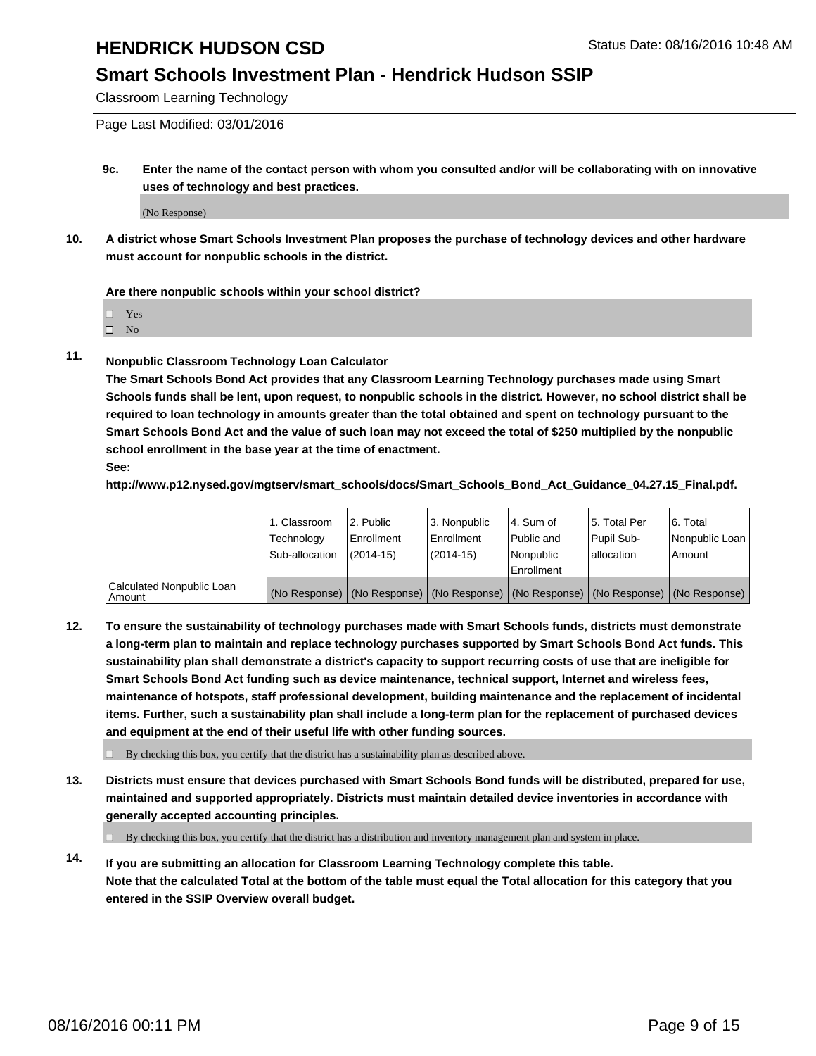# HENDRICK HUDSON CSD

## Smart Schools Investment Plan - Hendrick Hudson SSIP

Classroom Learning Technology

Page Last Modified: 03/01/2016

**9c. Enter the name of the contact person with whom you consulted and/or will be collaborating with on innovative uses of technology and best practices.**

(No Response)

**10. A district whose Smart Schools Investment Plan proposes the purchase of technology devices and other hardware must account for nonpublic schools in the district.**

**Are there nonpublic schools within your school district?**

- ☐ Yes
- ☐ No

**11. Nonpublic Classroom Technology Loan Calculator**

**The Smart Schools Bond Act provides that any Classroom Learning Technology purchases made using Smart Schools funds shall be lent, upon request, to nonpublic schools in the district. However, no school district shall be required to loan technology in amounts greater than the total obtained and spent on technology pursuant to the Smart Schools Bond Act and the value of such loan may not exceed the total of $250 multiplied by the nonpublic school enrollment in the base year at the time of enactment.**

**See:**

**http://www.p12.nysed.gov/mgtserv/smart_schools/docs/Smart_Schools_Bond_Act_Guidance_04.27.15_Final.pdf.**

| | 1. Classroom Technology Sub-allocation | 2. Public Enrollment (2014-15) | 3. Nonpublic Enrollment (2014-15) | 4. Sum of Public and Nonpublic Enrollment | 5. Total Per Pupil Sub-allocation | 6. Total Nonpublic Loan Amount |
|---|---|---|---|---|---|---|
| Calculated Nonpublic Loan Amount | (No Response) | (No Response) | (No Response) | (No Response) | (No Response) | (No Response) |

**12. To ensure the sustainability of technology purchases made with Smart Schools funds, districts must demonstrate a long-term plan to maintain and replace technology purchases supported by Smart Schools Bond Act funds. This sustainability plan shall demonstrate a district's capacity to support recurring costs of use that are ineligible for Smart Schools Bond Act funding such as device maintenance, technical support, Internet and wireless fees, maintenance of hotspots, staff professional development, building maintenance and the replacement of incidental items. Further, such a sustainability plan shall include a long-term plan for the replacement of purchased devices and equipment at the end of their useful life with other funding sources.**

☐ By checking this box, you certify that the district has a sustainability plan as described above.

**13. Districts must ensure that devices purchased with Smart Schools Bond funds will be distributed, prepared for use, maintained and supported appropriately. Districts must maintain detailed device inventories in accordance with generally accepted accounting principles.**

☐ By checking this box, you certify that the district has a distribution and inventory management plan and system in place.

**14. If you are submitting an allocation for Classroom Learning Technology complete this table.**
**Note that the calculated Total at the bottom of the table must equal the Total allocation for this category that you entered in the SSIP Overview overall budget.**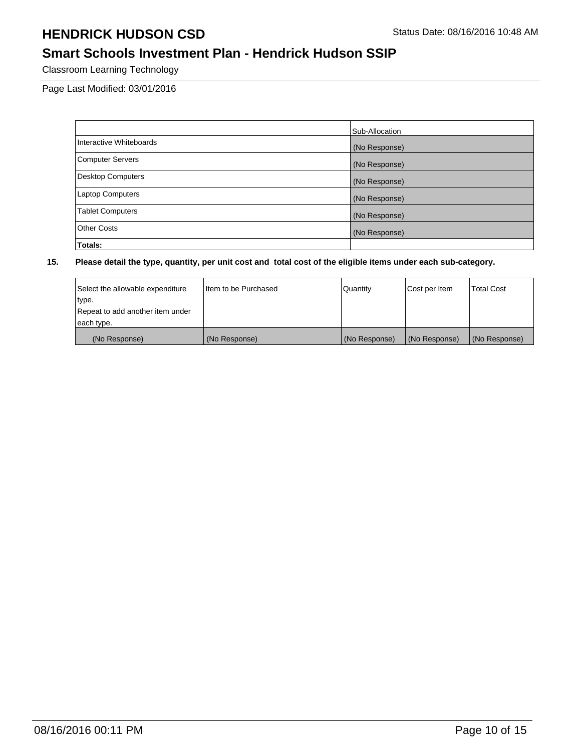# HENDRICK HUDSON CSD

Status Date: 08/16/2016 10:48 AM

## Smart Schools Investment Plan - Hendrick Hudson SSIP

Classroom Learning Technology

Page Last Modified: 03/01/2016

| | Sub-Allocation |
|---|---|
| Interactive Whiteboards | (No Response) |
| Computer Servers | (No Response) |
| Desktop Computers | (No Response) |
| Laptop Computers | (No Response) |
| Tablet Computers | (No Response) |
| Other Costs | (No Response) |
| **Totals:** | |

**15. Please detail the type, quantity, per unit cost and total cost of the eligible items under each sub-category.**

| Select the allowable expenditure type. Repeat to add another item under each type. | Item to be Purchased | Quantity | Cost per Item | Total Cost |
|---|---|---|---|---|
| (No Response) | (No Response) | (No Response) | (No Response) | (No Response) |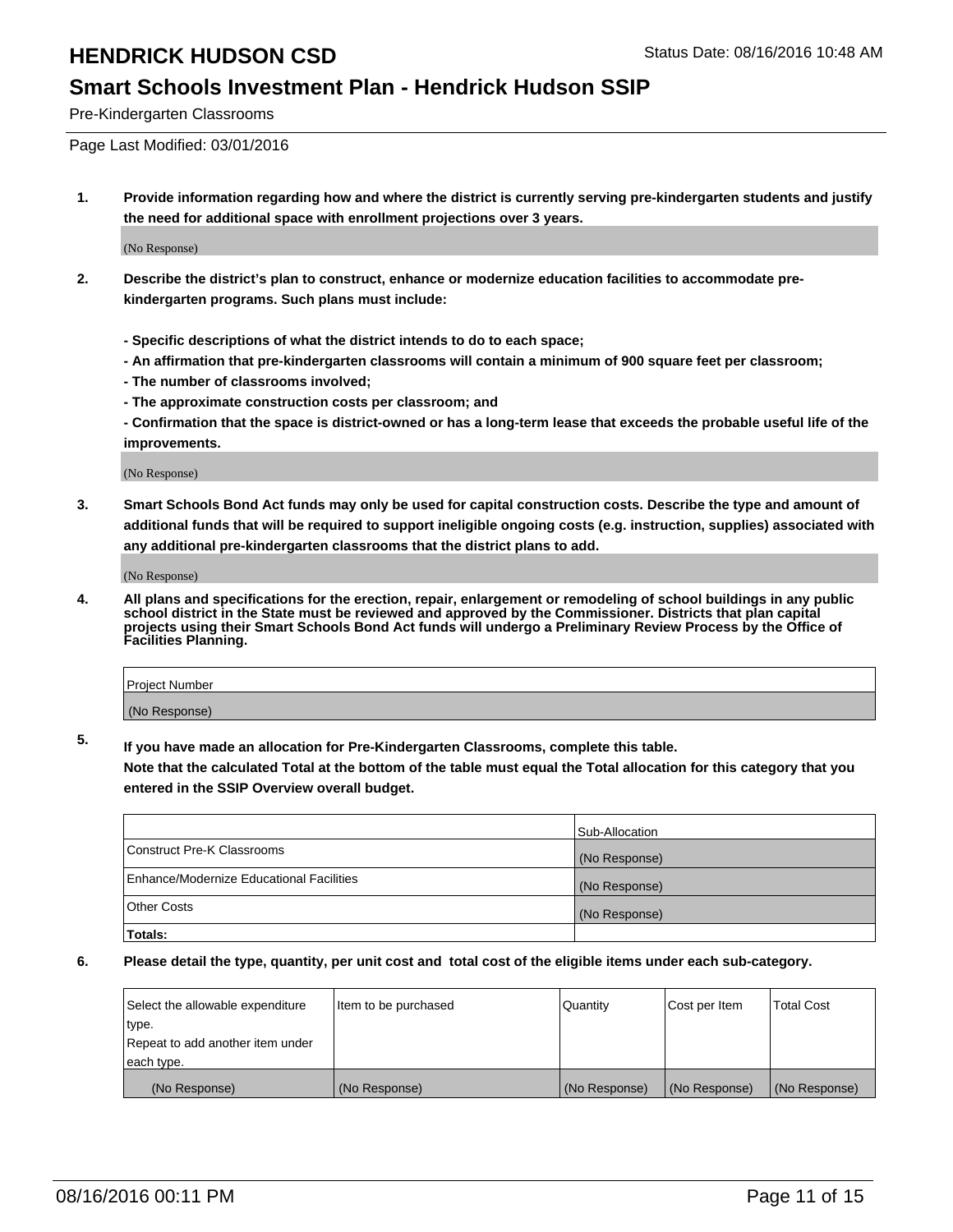# HENDRICK HUDSON CSD

Status Date: 08/16/2016 10:48 AM

## Smart Schools Investment Plan - Hendrick Hudson SSIP

Pre-Kindergarten Classrooms

Page Last Modified: 03/01/2016

**1. Provide information regarding how and where the district is currently serving pre-kindergarten students and justify the need for additional space with enrollment projections over 3 years.**

(No Response)

**2. Describe the district's plan to construct, enhance or modernize education facilities to accommodate pre-kindergarten programs. Such plans must include:**

**- Specific descriptions of what the district intends to do to each space;**

**- An affirmation that pre-kindergarten classrooms will contain a minimum of 900 square feet per classroom;**

**- The number of classrooms involved;**

**- The approximate construction costs per classroom; and**

**- Confirmation that the space is district-owned or has a long-term lease that exceeds the probable useful life of the improvements.**

(No Response)

**3. Smart Schools Bond Act funds may only be used for capital construction costs. Describe the type and amount of additional funds that will be required to support ineligible ongoing costs (e.g. instruction, supplies) associated with any additional pre-kindergarten classrooms that the district plans to add.**

(No Response)

**4. All plans and specifications for the erection, repair, enlargement or remodeling of school buildings in any public school district in the State must be reviewed and approved by the Commissioner. Districts that plan capital projects using their Smart Schools Bond Act funds will undergo a Preliminary Review Process by the Office of Facilities Planning.**

| Project Number |
|---|
| (No Response) |

**5. If you have made an allocation for Pre-Kindergarten Classrooms, complete this table.**

**Note that the calculated Total at the bottom of the table must equal the Total allocation for this category that you entered in the SSIP Overview overall budget.**

| | Sub-Allocation |
|---|---|
| Construct Pre-K Classrooms | (No Response) |
| Enhance/Modernize Educational Facilities | (No Response) |
| Other Costs | (No Response) |
| **Totals:** | |

**6. Please detail the type, quantity, per unit cost and total cost of the eligible items under each sub-category.**

| Select the allowable expenditure type. Repeat to add another item under each type. | Item to be purchased | Quantity | Cost per Item | Total Cost |
|---|---|---|---|---|
| (No Response) | (No Response) | (No Response) | (No Response) | (No Response) |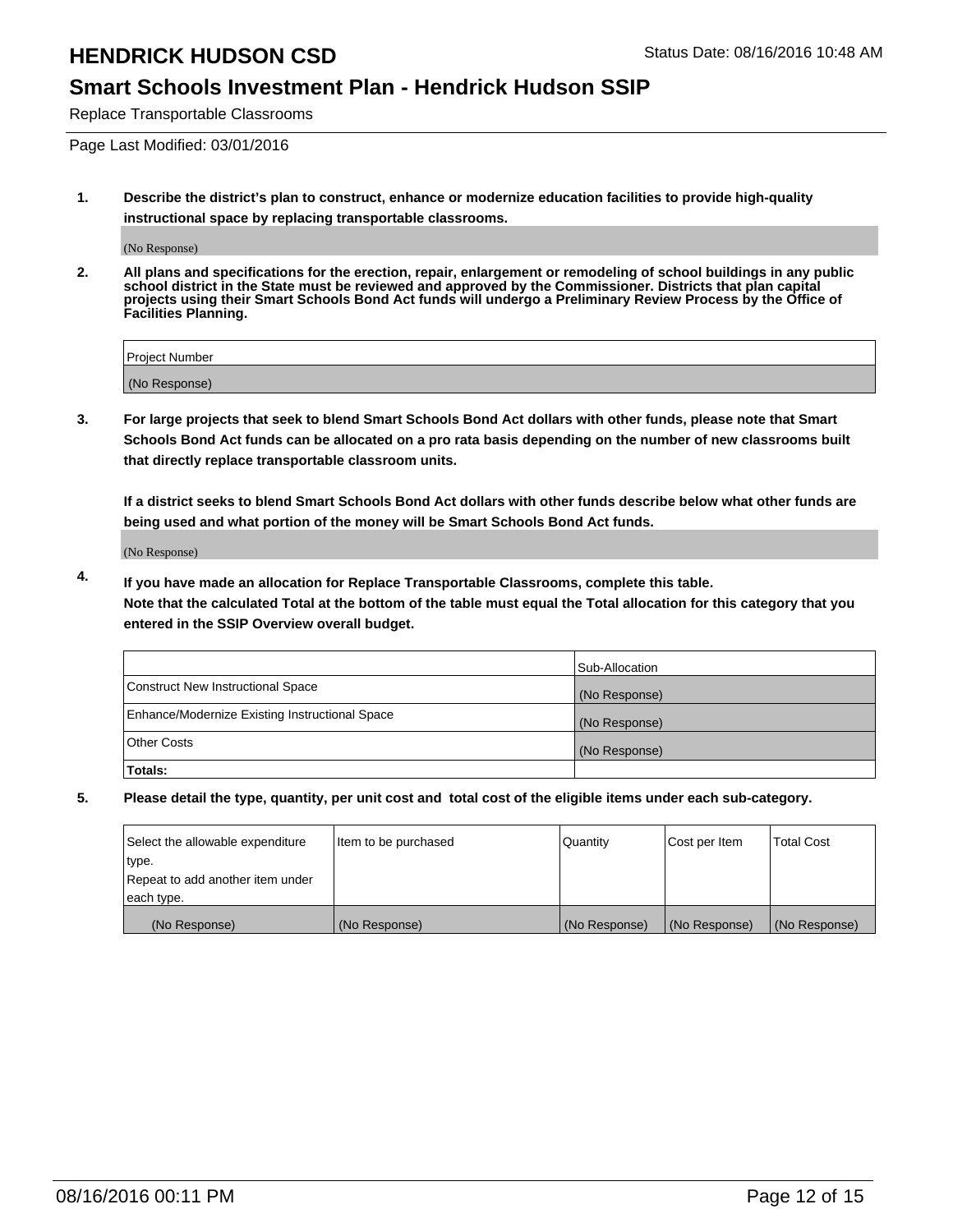# HENDRICK HUDSON CSD

Status Date: 08/16/2016 10:48 AM

## Smart Schools Investment Plan - Hendrick Hudson SSIP

Replace Transportable Classrooms

Page Last Modified: 03/01/2016

1. **Describe the district's plan to construct, enhance or modernize education facilities to provide high-quality instructional space by replacing transportable classrooms.**

   (No Response)

2. **All plans and specifications for the erection, repair, enlargement or remodeling of school buildings in any public school district in the State must be reviewed and approved by the Commissioner. Districts that plan capital projects using their Smart Schools Bond Act funds will undergo a Preliminary Review Process by the Office of Facilities Planning.**

| Project Number |
| --- |
| (No Response) |

3. **For large projects that seek to blend Smart Schools Bond Act dollars with other funds, please note that Smart Schools Bond Act funds can be allocated on a pro rata basis depending on the number of new classrooms built that directly replace transportable classroom units.**

   **If a district seeks to blend Smart Schools Bond Act dollars with other funds describe below what other funds are being used and what portion of the money will be Smart Schools Bond Act funds.**

   (No Response)

4. **If you have made an allocation for Replace Transportable Classrooms, complete this table.**
   **Note that the calculated Total at the bottom of the table must equal the Total allocation for this category that you entered in the SSIP Overview overall budget.**

|  | Sub-Allocation |
| --- | --- |
| Construct New Instructional Space | (No Response) |
| Enhance/Modernize Existing Instructional Space | (No Response) |
| Other Costs | (No Response) |
| **Totals:** |  |

5. **Please detail the type, quantity, per unit cost and total cost of the eligible items under each sub-category.**

| Select the allowable expenditure type. Repeat to add another item under each type. | Item to be purchased | Quantity | Cost per Item | Total Cost |
| --- | --- | --- | --- | --- |
| (No Response) | (No Response) | (No Response) | (No Response) | (No Response) |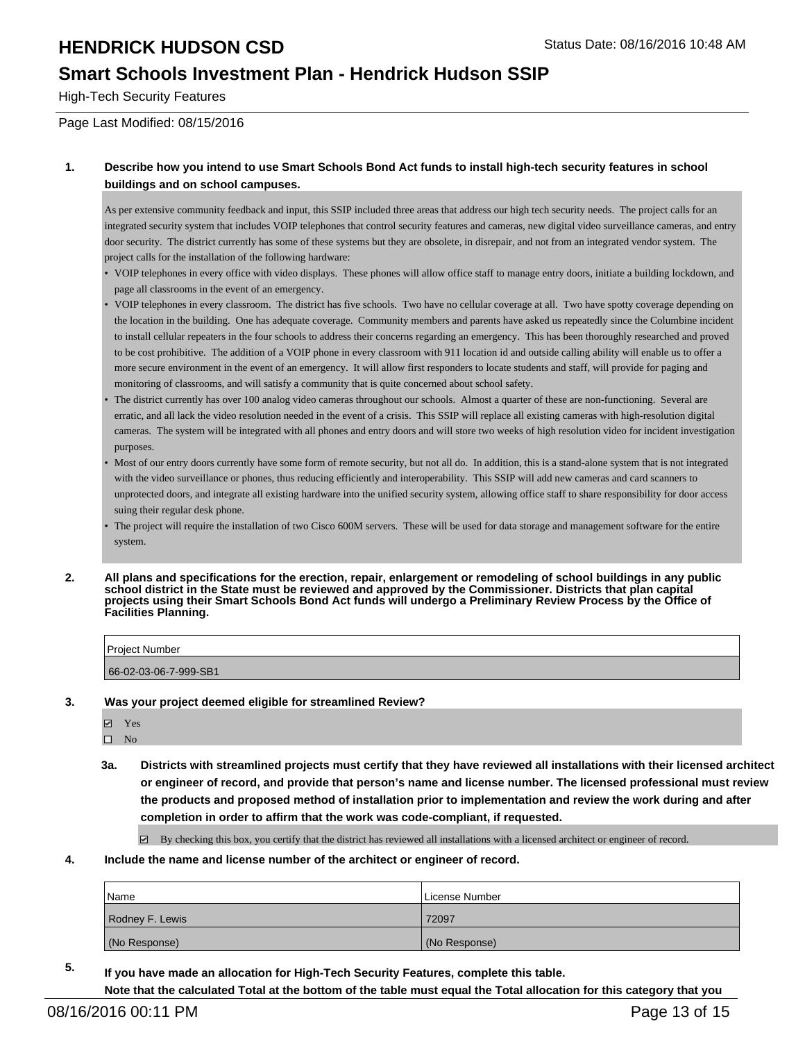# HENDRICK HUDSON CSD

Status Date: 08/16/2016 10:48 AM

## Smart Schools Investment Plan - Hendrick Hudson SSIP

High-Tech Security Features

Page Last Modified: 08/15/2016

**1. Describe how you intend to use Smart Schools Bond Act funds to install high-tech security features in school buildings and on school campuses.**

As per extensive community feedback and input, this SSIP included three areas that address our high tech security needs. The project calls for an integrated security system that includes VOIP telephones that control security features and cameras, new digital video surveillance cameras, and entry door security. The district currently has some of these systems but they are obsolete, in disrepair, and not from an integrated vendor system. The project calls for the installation of the following hardware:

- VOIP telephones in every office with video displays. These phones will allow office staff to manage entry doors, initiate a building lockdown, and page all classrooms in the event of an emergency.
- VOIP telephones in every classroom. The district has five schools. Two have no cellular coverage at all. Two have spotty coverage depending on the location in the building. One has adequate coverage. Community members and parents have asked us repeatedly since the Columbine incident to install cellular repeaters in the four schools to address their concerns regarding an emergency. This has been thoroughly researched and proved to be cost prohibitive. The addition of a VOIP phone in every classroom with 911 location id and outside calling ability will enable us to offer a more secure environment in the event of an emergency. It will allow first responders to locate students and staff, will provide for paging and monitoring of classrooms, and will satisfy a community that is quite concerned about school safety.
- The district currently has over 100 analog video cameras throughout our schools. Almost a quarter of these are non-functioning. Several are erratic, and all lack the video resolution needed in the event of a crisis. This SSIP will replace all existing cameras with high-resolution digital cameras. The system will be integrated with all phones and entry doors and will store two weeks of high resolution video for incident investigation purposes.
- Most of our entry doors currently have some form of remote security, but not all do. In addition, this is a stand-alone system that is not integrated with the video surveillance or phones, thus reducing efficiently and interoperability. This SSIP will add new cameras and card scanners to unprotected doors, and integrate all existing hardware into the unified security system, allowing office staff to share responsibility for door access suing their regular desk phone.
- The project will require the installation of two Cisco 600M servers. These will be used for data storage and management software for the entire system.

**2. All plans and specifications for the erection, repair, enlargement or remodeling of school buildings in any public school district in the State must be reviewed and approved by the Commissioner. Districts that plan capital projects using their Smart Schools Bond Act funds will undergo a Preliminary Review Process by the Office of Facilities Planning.**

| Project Number |
|---|
| 66-02-03-06-7-999-SB1 |

**3. Was your project deemed eligible for streamlined Review?**

- ☑ Yes
- ☐ No

**3a. Districts with streamlined projects must certify that they have reviewed all installations with their licensed architect or engineer of record, and provide that person's name and license number. The licensed professional must review the products and proposed method of installation prior to implementation and review the work during and after completion in order to affirm that the work was code-compliant, if requested.**

- ☑ By checking this box, you certify that the district has reviewed all installations with a licensed architect or engineer of record.

**4. Include the name and license number of the architect or engineer of record.**

| Name | License Number |
|---|---|
| Rodney F. Lewis | 72097 |
| (No Response) | (No Response) |

**5. If you have made an allocation for High-Tech Security Features, complete this table.**
**Note that the calculated Total at the bottom of the table must equal the Total allocation for this category that you**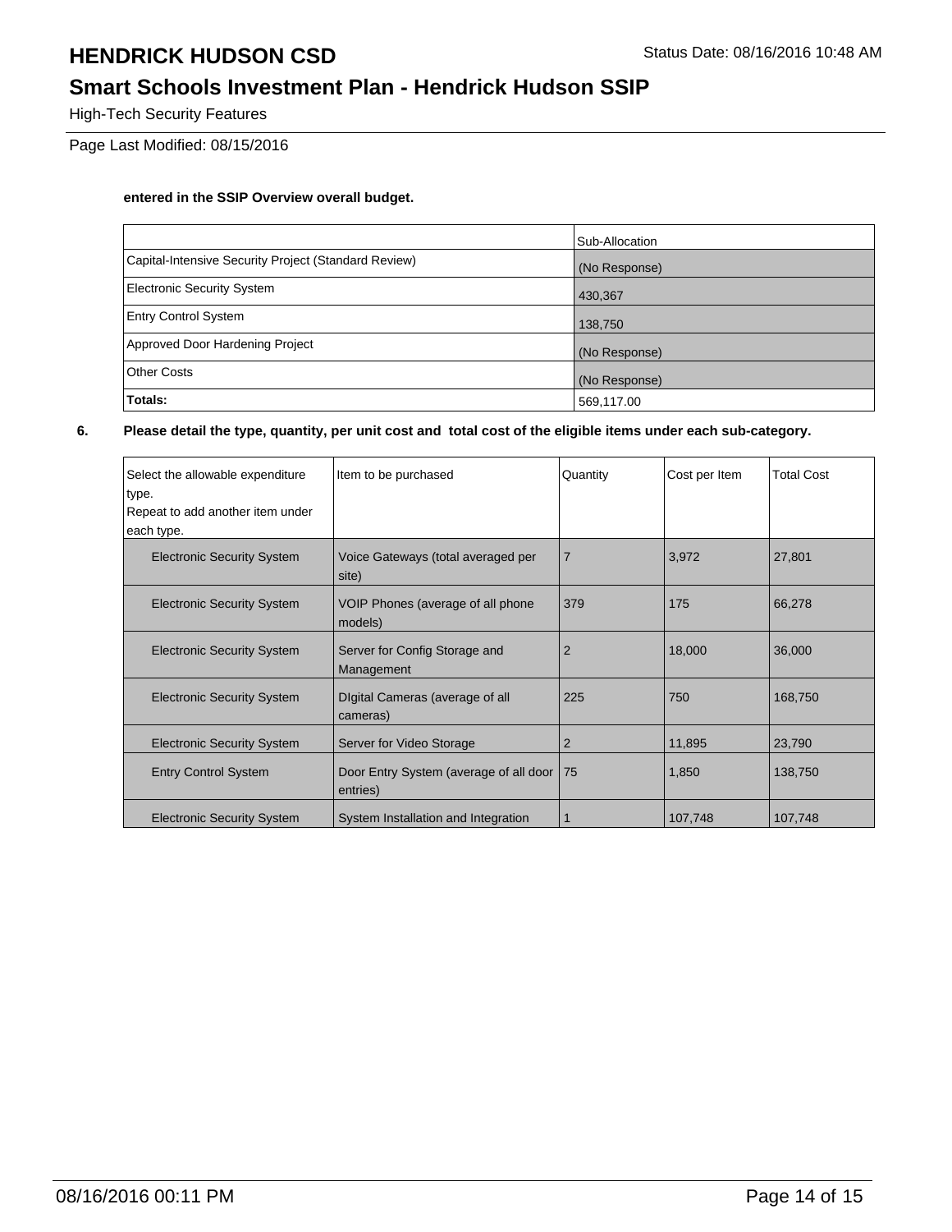**entered in the SSIP Overview overall budget.**

| | Sub-Allocation |
|---|---|
| Capital-Intensive Security Project (Standard Review) | (No Response) |
| Electronic Security System | 430,367 |
| Entry Control System | 138,750 |
| Approved Door Hardening Project | (No Response) |
| Other Costs | (No Response) |
| **Totals:** | 569,117.00 |

**6. Please detail the type, quantity, per unit cost and total cost of the eligible items under each sub-category.**

| Select the allowable expenditure type. Repeat to add another item under each type. | Item to be purchased | Quantity | Cost per Item | Total Cost |
|---|---|---|---|---|
| Electronic Security System | Voice Gateways (total averaged per site) | 7 | 3,972 | 27,801 |
| Electronic Security System | VOIP Phones (average of all phone models) | 379 | 175 | 66,278 |
| Electronic Security System | Server for Config Storage and Management | 2 | 18,000 | 36,000 |
| Electronic Security System | DIgital Cameras (average of all cameras) | 225 | 750 | 168,750 |
| Electronic Security System | Server for Video Storage | 2 | 11,895 | 23,790 |
| Entry Control System | Door Entry System (average of all door entries) | 75 | 1,850 | 138,750 |
| Electronic Security System | System Installation and Integration | 1 | 107,748 | 107,748 |